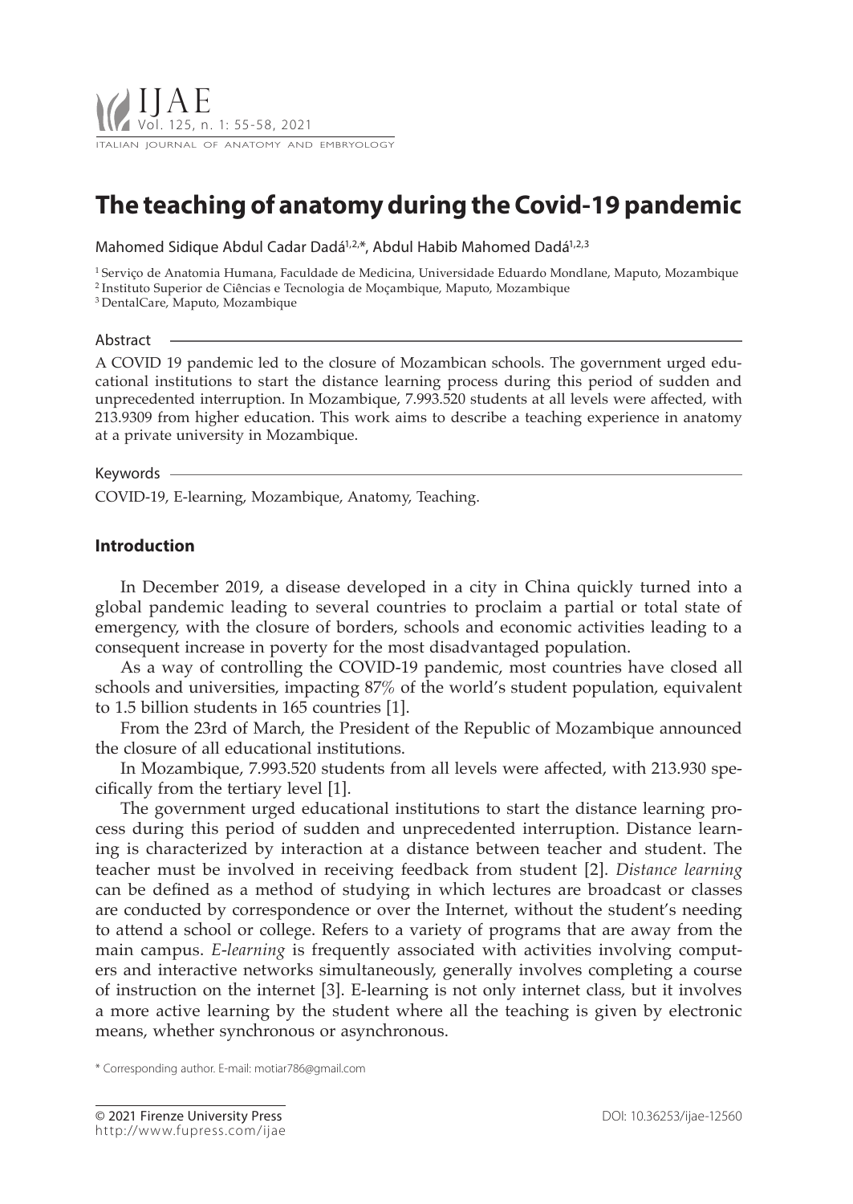# The teaching of anatomy during the Covid-19 pandemic

Mahomed Sidique Abdul Cadar Dadá[1,2,*], Abdul Habib Mahomed Dadá[1,2,3]

[1] Serviço de Anatomia Humana, Faculdade de Medicina, Universidade Eduardo Mondlane, Maputo, Mozambique
[2] Instituto Superior de Ciências e Tecnologia de Moçambique, Maputo, Mozambique
[3] DentalCare, Maputo, Mozambique

## Abstract

A COVID 19 pandemic led to the closure of Mozambican schools. The government urged educational institutions to start the distance learning process during this period of sudden and unprecedented interruption. In Mozambique, 7.993.520 students at all levels were affected, with 213.9309 from higher education. This work aims to describe a teaching experience in anatomy at a private university in Mozambique.

## Keywords

COVID-19, E-learning, Mozambique, Anatomy, Teaching.

## Introduction

In December 2019, a disease developed in a city in China quickly turned into a global pandemic leading to several countries to proclaim a partial or total state of emergency, with the closure of borders, schools and economic activities leading to a consequent increase in poverty for the most disadvantaged population.

As a way of controlling the COVID-19 pandemic, most countries have closed all schools and universities, impacting 87% of the world's student population, equivalent to 1.5 billion students in 165 countries [1].

From the 23rd of March, the President of the Republic of Mozambique announced the closure of all educational institutions.

In Mozambique, 7.993.520 students from all levels were affected, with 213.930 specifically from the tertiary level [1].

The government urged educational institutions to start the distance learning process during this period of sudden and unprecedented interruption. Distance learning is characterized by interaction at a distance between teacher and student. The teacher must be involved in receiving feedback from student [2]. *Distance learning* can be defined as a method of studying in which lectures are broadcast or classes are conducted by correspondence or over the Internet, without the student's needing to attend a school or college. Refers to a variety of programs that are away from the main campus. *E-learning* is frequently associated with activities involving computers and interactive networks simultaneously, generally involves completing a course of instruction on the internet [3]. E-learning is not only internet class, but it involves a more active learning by the student where all the teaching is given by electronic means, whether synchronous or asynchronous.

* Corresponding author. E-mail: motiar786@gmail.com

© 2021 Firenze University Press
http://www.fupress.com/ijae

DOI: 10.36253/ijae-12560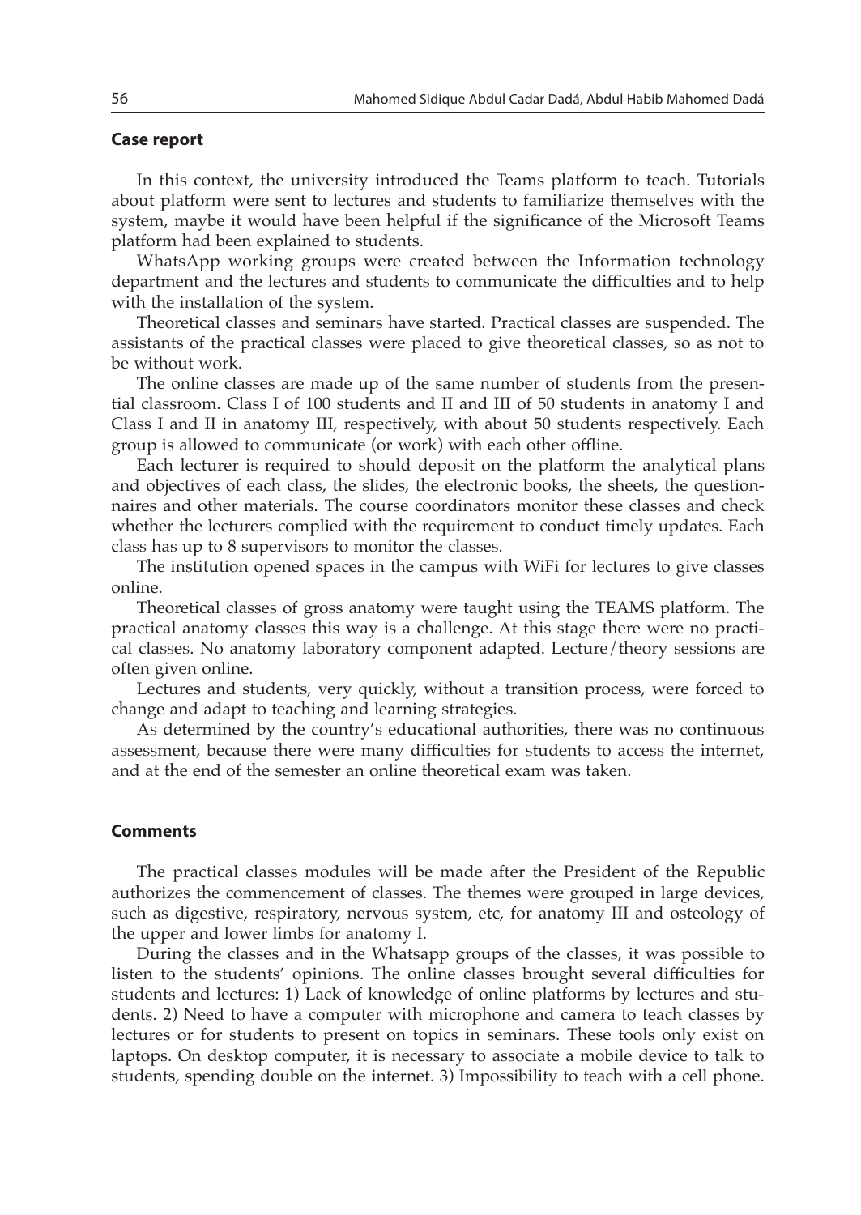## Case report

In this context, the university introduced the Teams platform to teach. Tutorials about platform were sent to lectures and students to familiarize themselves with the system, maybe it would have been helpful if the significance of the Microsoft Teams platform had been explained to students.

WhatsApp working groups were created between the Information technology department and the lectures and students to communicate the difficulties and to help with the installation of the system.

Theoretical classes and seminars have started. Practical classes are suspended. The assistants of the practical classes were placed to give theoretical classes, so as not to be without work.

The online classes are made up of the same number of students from the presential classroom. Class I of 100 students and II and III of 50 students in anatomy I and Class I and II in anatomy III, respectively, with about 50 students respectively. Each group is allowed to communicate (or work) with each other offline.

Each lecturer is required to should deposit on the platform the analytical plans and objectives of each class, the slides, the electronic books, the sheets, the questionnaires and other materials. The course coordinators monitor these classes and check whether the lecturers complied with the requirement to conduct timely updates. Each class has up to 8 supervisors to monitor the classes.

The institution opened spaces in the campus with WiFi for lectures to give classes online.

Theoretical classes of gross anatomy were taught using the TEAMS platform. The practical anatomy classes this way is a challenge. At this stage there were no practical classes. No anatomy laboratory component adapted. Lecture/theory sessions are often given online.

Lectures and students, very quickly, without a transition process, were forced to change and adapt to teaching and learning strategies.

As determined by the country's educational authorities, there was no continuous assessment, because there were many difficulties for students to access the internet, and at the end of the semester an online theoretical exam was taken.

## Comments

The practical classes modules will be made after the President of the Republic authorizes the commencement of classes. The themes were grouped in large devices, such as digestive, respiratory, nervous system, etc, for anatomy III and osteology of the upper and lower limbs for anatomy I.

During the classes and in the Whatsapp groups of the classes, it was possible to listen to the students' opinions. The online classes brought several difficulties for students and lectures: 1) Lack of knowledge of online platforms by lectures and students. 2) Need to have a computer with microphone and camera to teach classes by lectures or for students to present on topics in seminars. These tools only exist on laptops. On desktop computer, it is necessary to associate a mobile device to talk to students, spending double on the internet. 3) Impossibility to teach with a cell phone.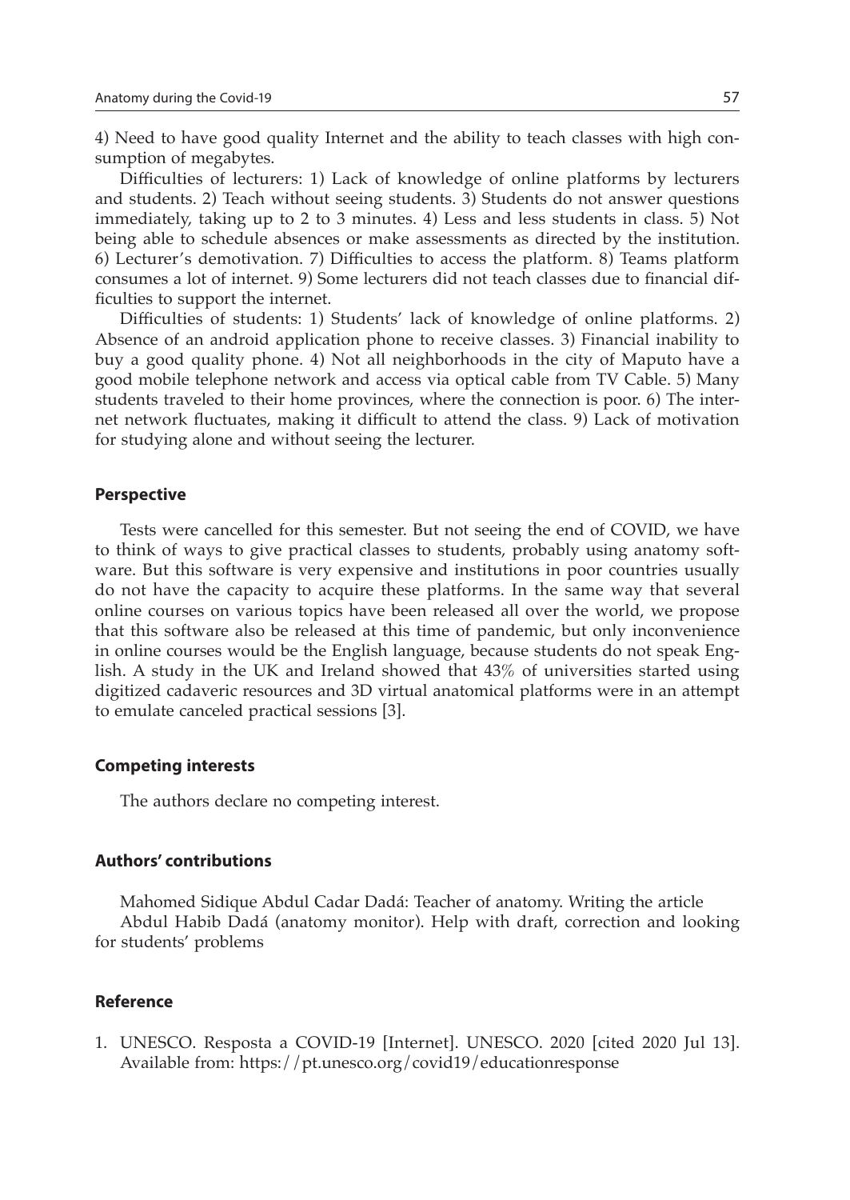4) Need to have good quality Internet and the ability to teach classes with high consumption of megabytes.

Difficulties of lecturers: 1) Lack of knowledge of online platforms by lecturers and students. 2) Teach without seeing students. 3) Students do not answer questions immediately, taking up to 2 to 3 minutes. 4) Less and less students in class. 5) Not being able to schedule absences or make assessments as directed by the institution. 6) Lecturer's demotivation. 7) Difficulties to access the platform. 8) Teams platform consumes a lot of internet. 9) Some lecturers did not teach classes due to financial difficulties to support the internet.

Difficulties of students: 1) Students' lack of knowledge of online platforms. 2) Absence of an android application phone to receive classes. 3) Financial inability to buy a good quality phone. 4) Not all neighborhoods in the city of Maputo have a good mobile telephone network and access via optical cable from TV Cable. 5) Many students traveled to their home provinces, where the connection is poor. 6) The internet network fluctuates, making it difficult to attend the class. 9) Lack of motivation for studying alone and without seeing the lecturer.

## Perspective

Tests were cancelled for this semester. But not seeing the end of COVID, we have to think of ways to give practical classes to students, probably using anatomy software. But this software is very expensive and institutions in poor countries usually do not have the capacity to acquire these platforms. In the same way that several online courses on various topics have been released all over the world, we propose that this software also be released at this time of pandemic, but only inconvenience in online courses would be the English language, because students do not speak English. A study in the UK and Ireland showed that 43% of universities started using digitized cadaveric resources and 3D virtual anatomical platforms were in an attempt to emulate canceled practical sessions [3].

## Competing interests

The authors declare no competing interest.

## Authors' contributions

Mahomed Sidique Abdul Cadar Dadá: Teacher of anatomy. Writing the article

Abdul Habib Dadá (anatomy monitor). Help with draft, correction and looking for students' problems

## Reference

1. UNESCO. Resposta a COVID-19 [Internet]. UNESCO. 2020 [cited 2020 Jul 13]. Available from: https://pt.unesco.org/covid19/educationresponse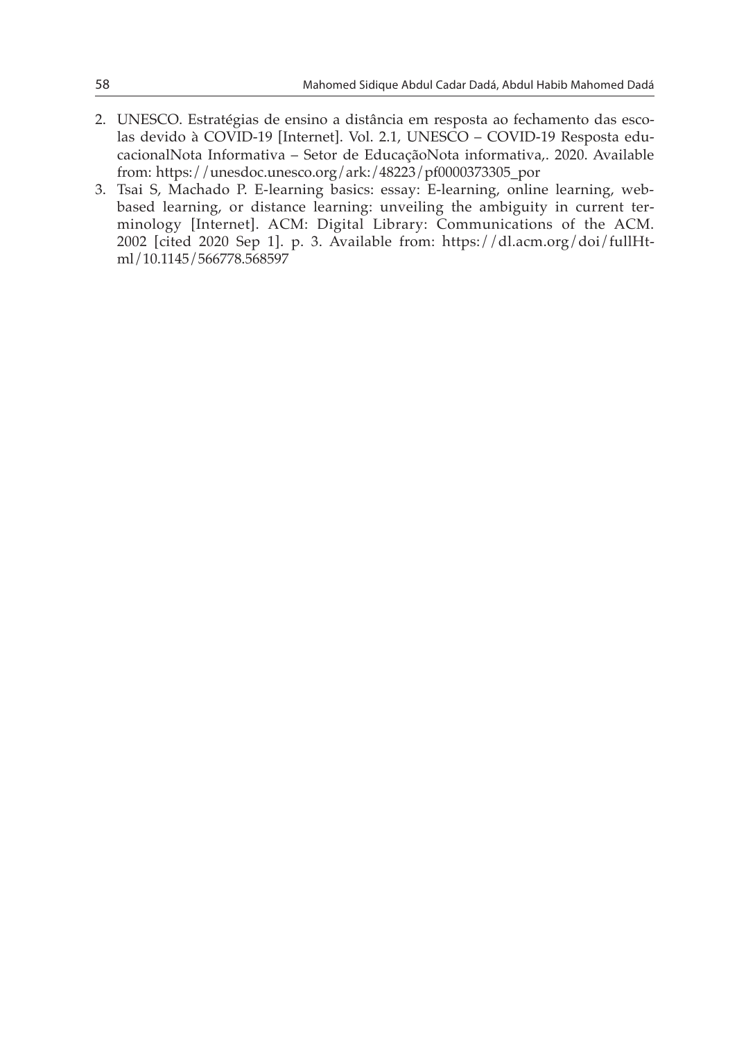2. UNESCO. Estratégias de ensino a distância em resposta ao fechamento das escolas devido à COVID-19 [Internet]. Vol. 2.1, UNESCO – COVID-19 Resposta educacionalNota Informativa – Setor de EducaçãoNota informativa,. 2020. Available from: https://unesdoc.unesco.org/ark:/48223/pf0000373305_por
3. Tsai S, Machado P. E-learning basics: essay: E-learning, online learning, web-based learning, or distance learning: unveiling the ambiguity in current terminology [Internet]. ACM: Digital Library: Communications of the ACM. 2002 [cited 2020 Sep 1]. p. 3. Available from: https://dl.acm.org/doi/fullHtml/10.1145/566778.568597